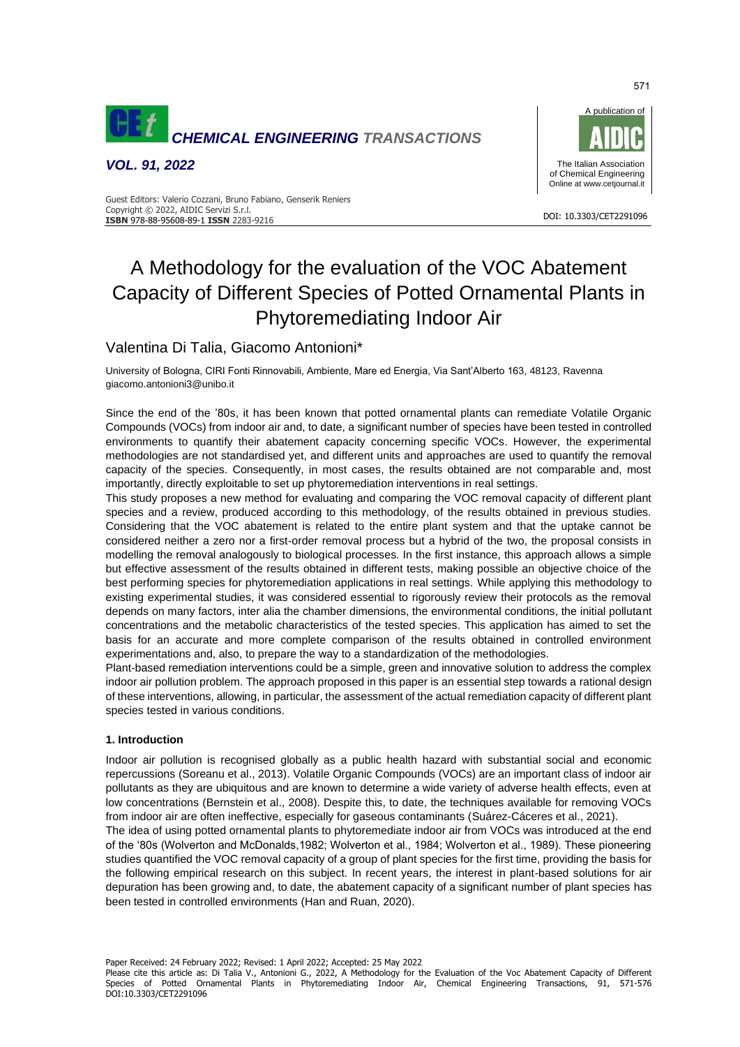# A Methodology for the evaluation of the VOC Abatement Capacity of Different Species of Potted Ornamental Plants in Phytoremediating Indoor Air

Valentina Di Talia, Giacomo Antonioni*

University of Bologna, CIRI Fonti Rinnovabili, Ambiente, Mare ed Energia, Via Sant'Alberto 163, 48123, Ravenna
giacomo.antonioni3@unibo.it

Since the end of the '80s, it has been known that potted ornamental plants can remediate Volatile Organic Compounds (VOCs) from indoor air and, to date, a significant number of species have been tested in controlled environments to quantify their abatement capacity concerning specific VOCs. However, the experimental methodologies are not standardised yet, and different units and approaches are used to quantify the removal capacity of the species. Consequently, in most cases, the results obtained are not comparable and, most importantly, directly exploitable to set up phytoremediation interventions in real settings.

This study proposes a new method for evaluating and comparing the VOC removal capacity of different plant species and a review, produced according to this methodology, of the results obtained in previous studies. Considering that the VOC abatement is related to the entire plant system and that the uptake cannot be considered neither a zero nor a first-order removal process but a hybrid of the two, the proposal consists in modelling the removal analogously to biological processes. In the first instance, this approach allows a simple but effective assessment of the results obtained in different tests, making possible an objective choice of the best performing species for phytoremediation applications in real settings. While applying this methodology to existing experimental studies, it was considered essential to rigorously review their protocols as the removal depends on many factors, inter alia the chamber dimensions, the environmental conditions, the initial pollutant concentrations and the metabolic characteristics of the tested species. This application has aimed to set the basis for an accurate and more complete comparison of the results obtained in controlled environment experimentations and, also, to prepare the way to a standardization of the methodologies.

Plant-based remediation interventions could be a simple, green and innovative solution to address the complex indoor air pollution problem. The approach proposed in this paper is an essential step towards a rational design of these interventions, allowing, in particular, the assessment of the actual remediation capacity of different plant species tested in various conditions.

## 1. Introduction

Indoor air pollution is recognised globally as a public health hazard with substantial social and economic repercussions (Soreanu et al., 2013). Volatile Organic Compounds (VOCs) are an important class of indoor air pollutants as they are ubiquitous and are known to determine a wide variety of adverse health effects, even at low concentrations (Bernstein et al., 2008). Despite this, to date, the techniques available for removing VOCs from indoor air are often ineffective, especially for gaseous contaminants (Suárez-Cáceres et al., 2021).

The idea of using potted ornamental plants to phytoremediate indoor air from VOCs was introduced at the end of the '80s (Wolverton and McDonalds,1982; Wolverton et al., 1984; Wolverton et al., 1989). These pioneering studies quantified the VOC removal capacity of a group of plant species for the first time, providing the basis for the following empirical research on this subject. In recent years, the interest in plant-based solutions for air depuration has been growing and, to date, the abatement capacity of a significant number of plant species has been tested in controlled environments (Han and Ruan, 2020).

Paper Received: 24 February 2022; Revised: 1 April 2022; Accepted: 25 May 2022

Please cite this article as: Di Talia V., Antonioni G., 2022, A Methodology for the Evaluation of the Voc Abatement Capacity of Different Species of Potted Ornamental Plants in Phytoremediating Indoor Air, Chemical Engineering Transactions, 91, 571-576 DOI:10.3303/CET2291096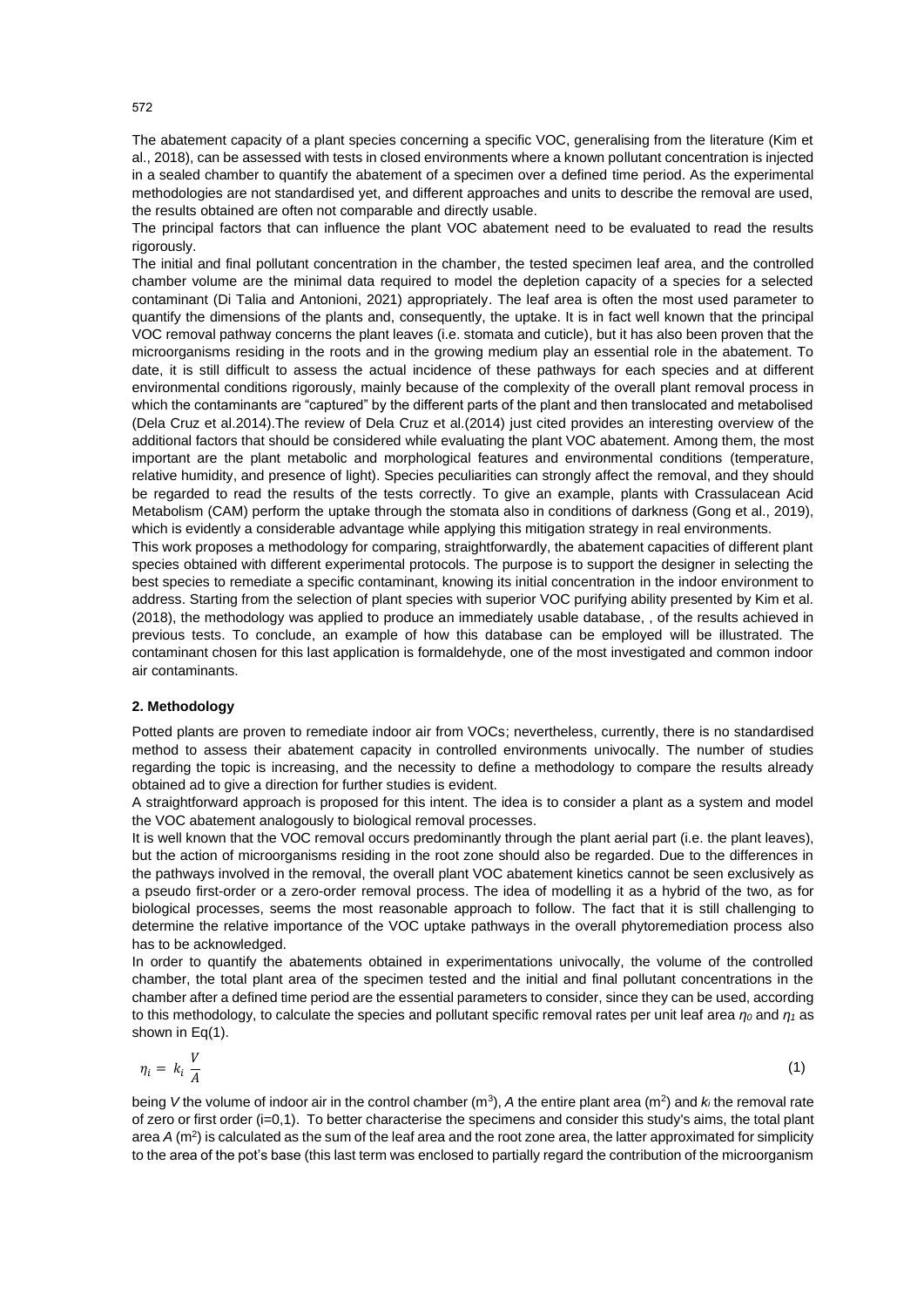The abatement capacity of a plant species concerning a specific VOC, generalising from the literature (Kim et al., 2018), can be assessed with tests in closed environments where a known pollutant concentration is injected in a sealed chamber to quantify the abatement of a specimen over a defined time period. As the experimental methodologies are not standardised yet, and different approaches and units to describe the removal are used, the results obtained are often not comparable and directly usable.

The principal factors that can influence the plant VOC abatement need to be evaluated to read the results rigorously.

The initial and final pollutant concentration in the chamber, the tested specimen leaf area, and the controlled chamber volume are the minimal data required to model the depletion capacity of a species for a selected contaminant (Di Talia and Antonioni, 2021) appropriately. The leaf area is often the most used parameter to quantify the dimensions of the plants and, consequently, the uptake. It is in fact well known that the principal VOC removal pathway concerns the plant leaves (i.e. stomata and cuticle), but it has also been proven that the microorganisms residing in the roots and in the growing medium play an essential role in the abatement. To date, it is still difficult to assess the actual incidence of these pathways for each species and at different environmental conditions rigorously, mainly because of the complexity of the overall plant removal process in which the contaminants are "captured" by the different parts of the plant and then translocated and metabolised (Dela Cruz et al.2014).The review of Dela Cruz et al.(2014) just cited provides an interesting overview of the additional factors that should be considered while evaluating the plant VOC abatement. Among them, the most important are the plant metabolic and morphological features and environmental conditions (temperature, relative humidity, and presence of light). Species peculiarities can strongly affect the removal, and they should be regarded to read the results of the tests correctly. To give an example, plants with Crassulacean Acid Metabolism (CAM) perform the uptake through the stomata also in conditions of darkness (Gong et al., 2019), which is evidently a considerable advantage while applying this mitigation strategy in real environments.

This work proposes a methodology for comparing, straightforwardly, the abatement capacities of different plant species obtained with different experimental protocols. The purpose is to support the designer in selecting the best species to remediate a specific contaminant, knowing its initial concentration in the indoor environment to address. Starting from the selection of plant species with superior VOC purifying ability presented by Kim et al. (2018), the methodology was applied to produce an immediately usable database, , of the results achieved in previous tests. To conclude, an example of how this database can be employed will be illustrated. The contaminant chosen for this last application is formaldehyde, one of the most investigated and common indoor air contaminants.

## 2. Methodology

Potted plants are proven to remediate indoor air from VOCs; nevertheless, currently, there is no standardised method to assess their abatement capacity in controlled environments univocally. The number of studies regarding the topic is increasing, and the necessity to define a methodology to compare the results already obtained ad to give a direction for further studies is evident.

A straightforward approach is proposed for this intent. The idea is to consider a plant as a system and model the VOC abatement analogously to biological removal processes.

It is well known that the VOC removal occurs predominantly through the plant aerial part (i.e. the plant leaves), but the action of microorganisms residing in the root zone should also be regarded. Due to the differences in the pathways involved in the removal, the overall plant VOC abatement kinetics cannot be seen exclusively as a pseudo first-order or a zero-order removal process. The idea of modelling it as a hybrid of the two, as for biological processes, seems the most reasonable approach to follow. The fact that it is still challenging to determine the relative importance of the VOC uptake pathways in the overall phytoremediation process also has to be acknowledged.

In order to quantify the abatements obtained in experimentations univocally, the volume of the controlled chamber, the total plant area of the specimen tested and the initial and final pollutant concentrations in the chamber after a defined time period are the essential parameters to consider, since they can be used, according to this methodology, to calculate the species and pollutant specific removal rates per unit leaf area $\eta_0$ and $\eta_1$ as shown in Eq(1).

$$\eta_i = k_i \frac{V}{A} \tag{1}$$

being $V$ the volume of indoor air in the control chamber ($m^3$), $A$ the entire plant area ($m^2$) and $k_i$ the removal rate of zero or first order (i=0,1). To better characterise the specimens and consider this study's aims, the total plant area $A$ ($m^2$) is calculated as the sum of the leaf area and the root zone area, the latter approximated for simplicity to the area of the pot's base (this last term was enclosed to partially regard the contribution of the microorganism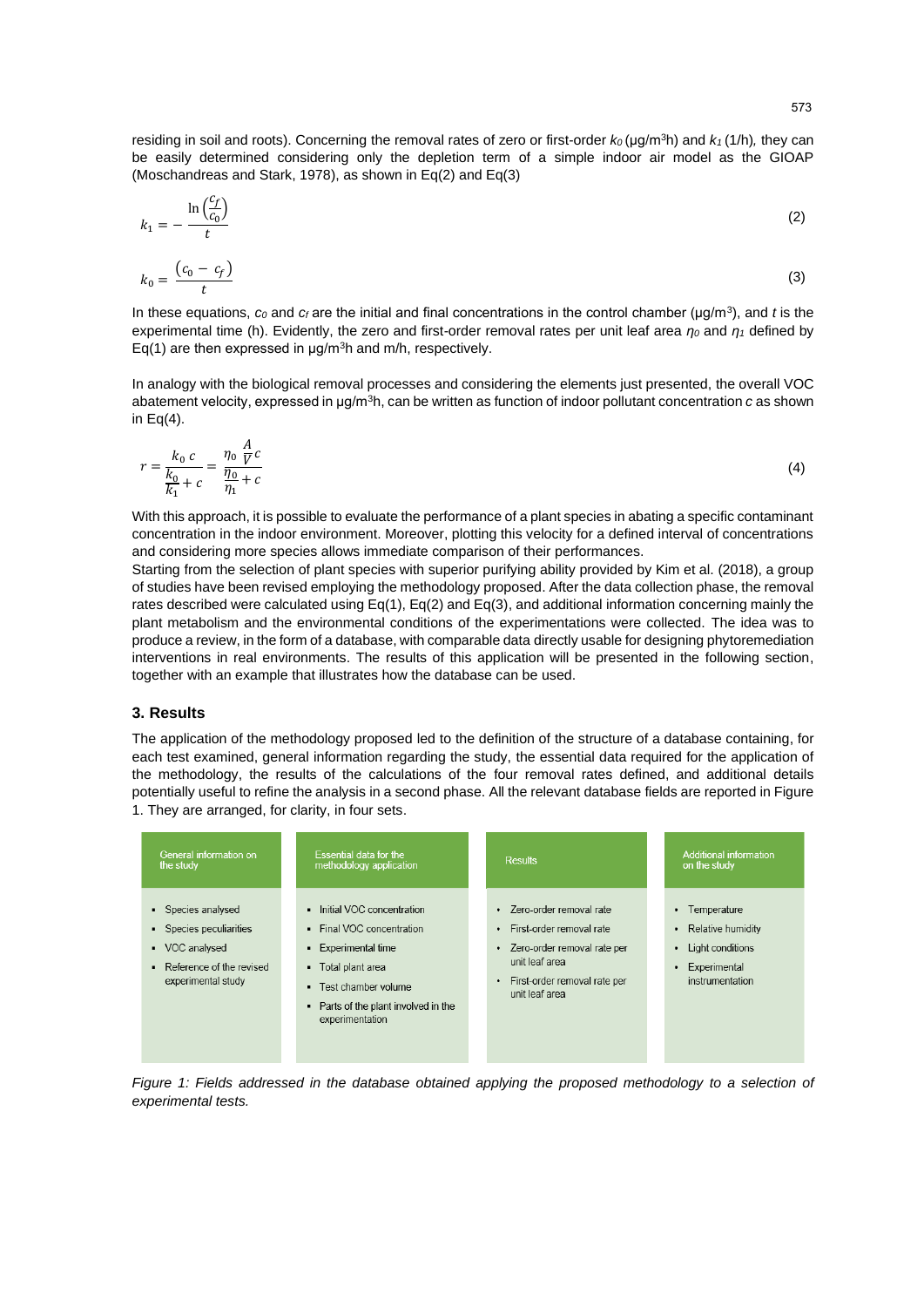residing in soil and roots). Concerning the removal rates of zero or first-order $k_0$ (μg/m$^3$h) and $k_1$ (1/h), they can be easily determined considering only the depletion term of a simple indoor air model as the GIOAP (Moschandreas and Stark, 1978), as shown in Eq(2) and Eq(3)

$$k_1 = -\frac{\ln\left(\frac{c_f}{c_0}\right)}{t} \tag{2}$$

$$k_0 = \frac{(c_0 - c_f)}{t} \tag{3}$$

In these equations, $c_0$ and $c_f$ are the initial and final concentrations in the control chamber (μg/m$^3$), and $t$ is the experimental time (h). Evidently, the zero and first-order removal rates per unit leaf area $\eta_0$ and $\eta_1$ defined by Eq(1) are then expressed in μg/m$^3$h and m/h, respectively.

In analogy with the biological removal processes and considering the elements just presented, the overall VOC abatement velocity, expressed in μg/m$^3$h, can be written as function of indoor pollutant concentration $c$ as shown in Eq(4).

$$r = \frac{k_0\, c}{\frac{k_0}{k_1} + c} = \frac{\eta_0\, \frac{A}{V} c}{\frac{\eta_0}{\eta_1} + c} \tag{4}$$

With this approach, it is possible to evaluate the performance of a plant species in abating a specific contaminant concentration in the indoor environment. Moreover, plotting this velocity for a defined interval of concentrations and considering more species allows immediate comparison of their performances.

Starting from the selection of plant species with superior purifying ability provided by Kim et al. (2018), a group of studies have been revised employing the methodology proposed. After the data collection phase, the removal rates described were calculated using Eq(1), Eq(2) and Eq(3), and additional information concerning mainly the plant metabolism and the environmental conditions of the experimentations were collected. The idea was to produce a review, in the form of a database, with comparable data directly usable for designing phytoremediation interventions in real environments. The results of this application will be presented in the following section, together with an example that illustrates how the database can be used.

## 3. Results

The application of the methodology proposed led to the definition of the structure of a database containing, for each test examined, general information regarding the study, the essential data required for the application of the methodology, the results of the calculations of the four removal rates defined, and additional details potentially useful to refine the analysis in a second phase. All the relevant database fields are reported in Figure 1. They are arranged, for clarity, in four sets.

| General information on the study | Essential data for the methodology application | Results | Additional information on the study |
|---|---|---|---|
| • Species analysed<br>• Species peculiarities<br>• VOC analysed<br>• Reference of the revised experimental study | • Initial VOC concentration<br>• Final VOC concentration<br>• Experimental time<br>• Total plant area<br>• Test chamber volume<br>• Parts of the plant involved in the experimentation | • Zero-order removal rate<br>• First-order removal rate<br>• Zero-order removal rate per unit leaf area<br>• First-order removal rate per unit leaf area | • Temperature<br>• Relative humidity<br>• Light conditions<br>• Experimental instrumentation |

*Figure 1: Fields addressed in the database obtained applying the proposed methodology to a selection of experimental tests.*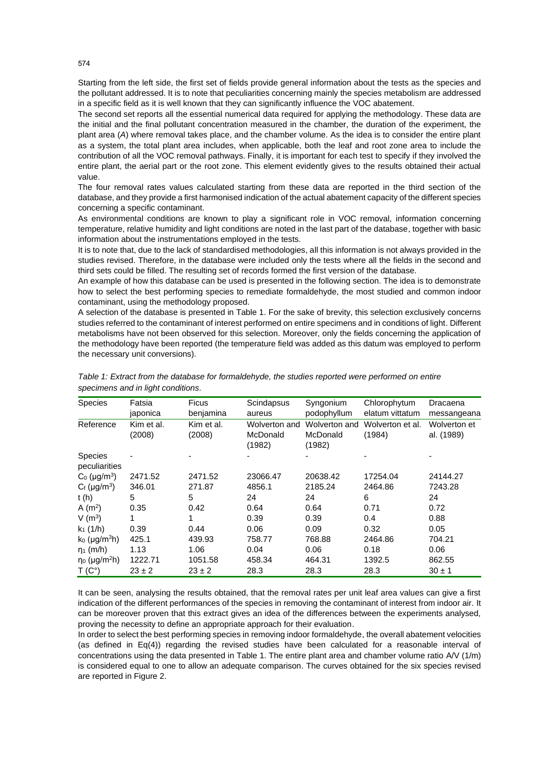Starting from the left side, the first set of fields provide general information about the tests as the species and the pollutant addressed. It is to note that peculiarities concerning mainly the species metabolism are addressed in a specific field as it is well known that they can significantly influence the VOC abatement.

The second set reports all the essential numerical data required for applying the methodology. These data are the initial and the final pollutant concentration measured in the chamber, the duration of the experiment, the plant area (*A*) where removal takes place, and the chamber volume. As the idea is to consider the entire plant as a system, the total plant area includes, when applicable, both the leaf and root zone area to include the contribution of all the VOC removal pathways. Finally, it is important for each test to specify if they involved the entire plant, the aerial part or the root zone. This element evidently gives to the results obtained their actual value.

The four removal rates values calculated starting from these data are reported in the third section of the database, and they provide a first harmonised indication of the actual abatement capacity of the different species concerning a specific contaminant.

As environmental conditions are known to play a significant role in VOC removal, information concerning temperature, relative humidity and light conditions are noted in the last part of the database, together with basic information about the instrumentations employed in the tests.

It is to note that, due to the lack of standardised methodologies, all this information is not always provided in the studies revised. Therefore, in the database were included only the tests where all the fields in the second and third sets could be filled. The resulting set of records formed the first version of the database.

An example of how this database can be used is presented in the following section. The idea is to demonstrate how to select the best performing species to remediate formaldehyde, the most studied and common indoor contaminant, using the methodology proposed.

A selection of the database is presented in Table 1. For the sake of brevity, this selection exclusively concerns studies referred to the contaminant of interest performed on entire specimens and in conditions of light. Different metabolisms have not been observed for this selection. Moreover, only the fields concerning the application of the methodology have been reported (the temperature field was added as this datum was employed to perform the necessary unit conversions).

*Table 1: Extract from the database for formaldehyde, the studies reported were performed on entire specimens and in light conditions.*

| Species | Fatsia japonica | Ficus benjamina | Scindapsus aureus | Syngonium podophyllum | Chlorophytum elatum vittatum | Dracaena messangeana |
|---|---|---|---|---|---|---|
| Reference | Kim et al. (2008) | Kim et al. (2008) | Wolverton and McDonald (1982) | Wolverton and McDonald (1982) | Wolverton et al. (1984) | Wolverton et al. (1989) |
| Species peculiarities | - | - | - | - | - | - |
| $C_0$ (μg/m$^3$) | 2471.52 | 2471.52 | 23066.47 | 20638.42 | 17254.04 | 24144.27 |
| $C_f$ (μg/m$^3$) | 346.01 | 271.87 | 4856.1 | 2185.24 | 2464.86 | 7243.28 |
| t (h) | 5 | 5 | 24 | 24 | 6 | 24 |
| A (m$^2$) | 0.35 | 0.42 | 0.64 | 0.64 | 0.71 | 0.72 |
| V (m$^3$) | 1 | 1 | 0.39 | 0.39 | 0.4 | 0.88 |
| $k_1$ (1/h) | 0.39 | 0.44 | 0.06 | 0.09 | 0.32 | 0.05 |
| $k_0$ (μg/m$^3$h) | 425.1 | 439.93 | 758.77 | 768.88 | 2464.86 | 704.21 |
| $\eta_1$ (m/h) | 1.13 | 1.06 | 0.04 | 0.06 | 0.18 | 0.06 |
| $\eta_0$ (μg/m$^2$h) | 1222.71 | 1051.58 | 458.34 | 464.31 | 1392.5 | 862.55 |
| T (C°) | 23 ± 2 | 23 ± 2 | 28.3 | 28.3 | 28.3 | 30 ± 1 |

It can be seen, analysing the results obtained, that the removal rates per unit leaf area values can give a first indication of the different performances of the species in removing the contaminant of interest from indoor air. It can be moreover proven that this extract gives an idea of the differences between the experiments analysed, proving the necessity to define an appropriate approach for their evaluation.

In order to select the best performing species in removing indoor formaldehyde, the overall abatement velocities (as defined in Eq(4)) regarding the revised studies have been calculated for a reasonable interval of concentrations using the data presented in Table 1. The entire plant area and chamber volume ratio A/V (1/m) is considered equal to one to allow an adequate comparison. The curves obtained for the six species revised are reported in Figure 2.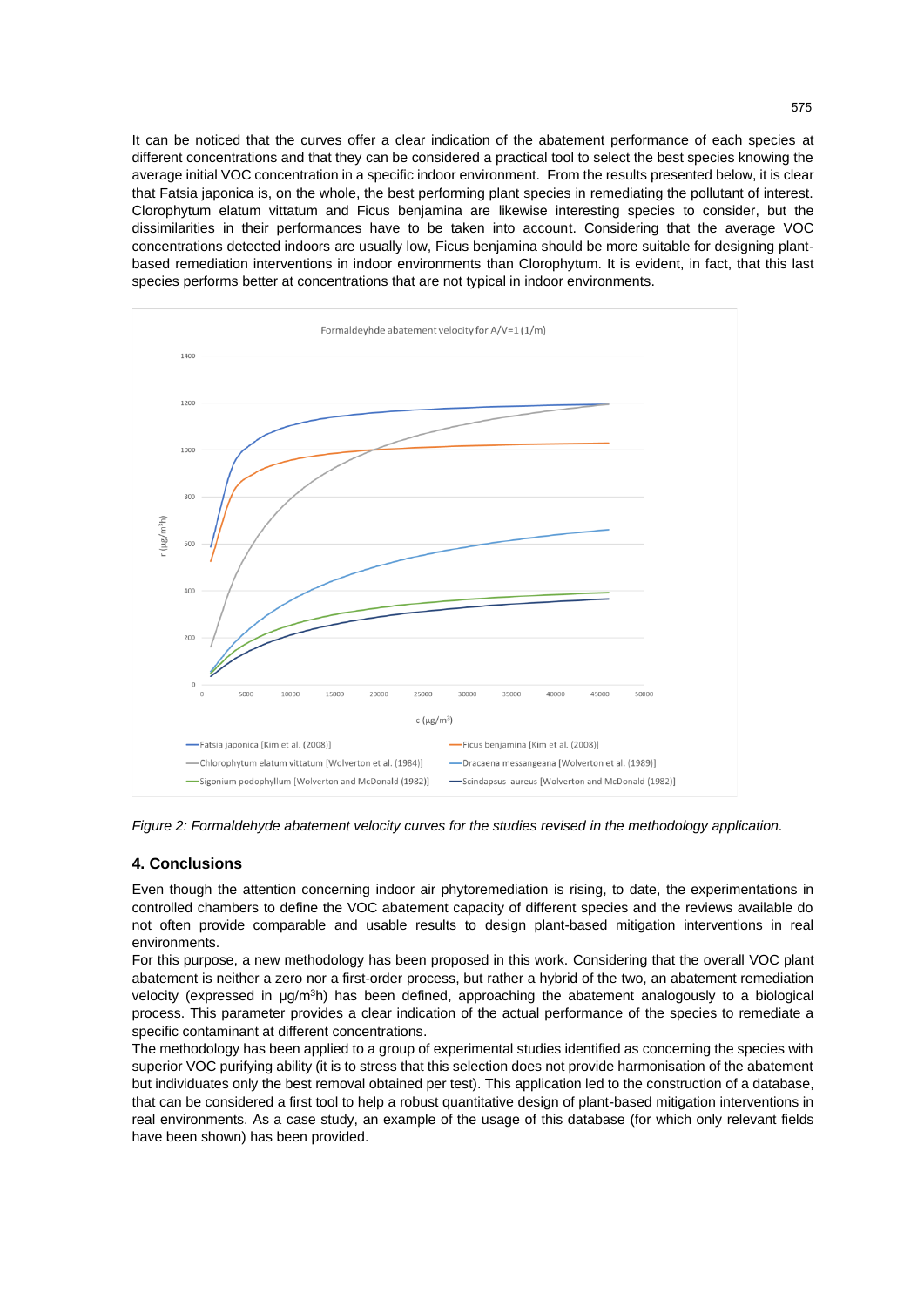It can be noticed that the curves offer a clear indication of the abatement performance of each species at different concentrations and that they can be considered a practical tool to select the best species knowing the average initial VOC concentration in a specific indoor environment. From the results presented below, it is clear that Fatsia japonica is, on the whole, the best performing plant species in remediating the pollutant of interest. Clorophytum elatum vittatum and Ficus benjamina are likewise interesting species to consider, but the dissimilarities in their performances have to be taken into account. Considering that the average VOC concentrations detected indoors are usually low, Ficus benjamina should be more suitable for designing plant-based remediation interventions in indoor environments than Clorophytum. It is evident, in fact, that this last species performs better at concentrations that are not typical in indoor environments.

*Figure 2: Formaldehyde abatement velocity curves for the studies revised in the methodology application.*

## 4. Conclusions

Even though the attention concerning indoor air phytoremediation is rising, to date, the experimentations in controlled chambers to define the VOC abatement capacity of different species and the reviews available do not often provide comparable and usable results to design plant-based mitigation interventions in real environments.

For this purpose, a new methodology has been proposed in this work. Considering that the overall VOC plant abatement is neither a zero nor a first-order process, but rather a hybrid of the two, an abatement remediation velocity (expressed in $\mu g/m^3h$) has been defined, approaching the abatement analogously to a biological process. This parameter provides a clear indication of the actual performance of the species to remediate a specific contaminant at different concentrations.

The methodology has been applied to a group of experimental studies identified as concerning the species with superior VOC purifying ability (it is to stress that this selection does not provide harmonisation of the abatement but individuates only the best removal obtained per test). This application led to the construction of a database, that can be considered a first tool to help a robust quantitative design of plant-based mitigation interventions in real environments. As a case study, an example of the usage of this database (for which only relevant fields have been shown) has been provided.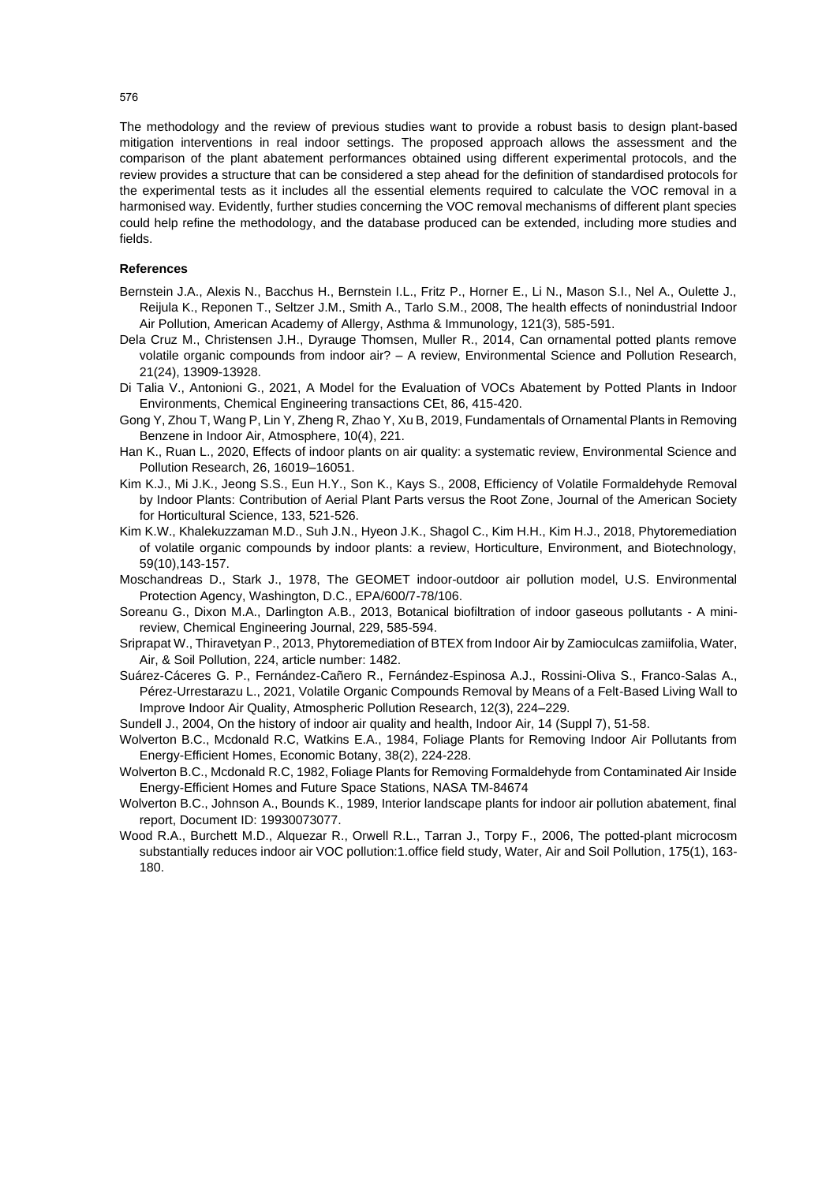The methodology and the review of previous studies want to provide a robust basis to design plant-based mitigation interventions in real indoor settings. The proposed approach allows the assessment and the comparison of the plant abatement performances obtained using different experimental protocols, and the review provides a structure that can be considered a step ahead for the definition of standardised protocols for the experimental tests as it includes all the essential elements required to calculate the VOC removal in a harmonised way. Evidently, further studies concerning the VOC removal mechanisms of different plant species could help refine the methodology, and the database produced can be extended, including more studies and fields.

**References**

Bernstein J.A., Alexis N., Bacchus H., Bernstein I.L., Fritz P., Horner E., Li N., Mason S.I., Nel A., Oulette J., Reijula K., Reponen T., Seltzer J.M., Smith A., Tarlo S.M., 2008, The health effects of nonindustrial Indoor Air Pollution, American Academy of Allergy, Asthma & Immunology, 121(3), 585-591.

Dela Cruz M., Christensen J.H., Dyrauge Thomsen, Muller R., 2014, Can ornamental potted plants remove volatile organic compounds from indoor air? – A review, Environmental Science and Pollution Research, 21(24), 13909-13928.

Di Talia V., Antonioni G., 2021, A Model for the Evaluation of VOCs Abatement by Potted Plants in Indoor Environments, Chemical Engineering transactions CEt, 86, 415-420.

Gong Y, Zhou T, Wang P, Lin Y, Zheng R, Zhao Y, Xu B, 2019, Fundamentals of Ornamental Plants in Removing Benzene in Indoor Air, Atmosphere, 10(4), 221.

Han K., Ruan L., 2020, Effects of indoor plants on air quality: a systematic review, Environmental Science and Pollution Research, 26, 16019–16051.

Kim K.J., Mi J.K., Jeong S.S., Eun H.Y., Son K., Kays S., 2008, Efficiency of Volatile Formaldehyde Removal by Indoor Plants: Contribution of Aerial Plant Parts versus the Root Zone, Journal of the American Society for Horticultural Science, 133, 521-526.

Kim K.W., Khalekuzzaman M.D., Suh J.N., Hyeon J.K., Shagol C., Kim H.H., Kim H.J., 2018, Phytoremediation of volatile organic compounds by indoor plants: a review, Horticulture, Environment, and Biotechnology, 59(10),143-157.

Moschandreas D., Stark J., 1978, The GEOMET indoor-outdoor air pollution model, U.S. Environmental Protection Agency, Washington, D.C., EPA/600/7-78/106.

Soreanu G., Dixon M.A., Darlington A.B., 2013, Botanical biofiltration of indoor gaseous pollutants - A mini-review, Chemical Engineering Journal, 229, 585-594.

Sriprapat W., Thiravetyan P., 2013, Phytoremediation of BTEX from Indoor Air by Zamioculcas zamiifolia, Water, Air, & Soil Pollution, 224, article number: 1482.

Suárez-Cáceres G. P., Fernández-Cañero R., Fernández-Espinosa A.J., Rossini-Oliva S., Franco-Salas A., Pérez-Urrestarazu L., 2021, Volatile Organic Compounds Removal by Means of a Felt-Based Living Wall to Improve Indoor Air Quality, Atmospheric Pollution Research, 12(3), 224–229.

Sundell J., 2004, On the history of indoor air quality and health, Indoor Air, 14 (Suppl 7), 51-58.

Wolverton B.C., Mcdonald R.C, Watkins E.A., 1984, Foliage Plants for Removing Indoor Air Pollutants from Energy-Efficient Homes, Economic Botany, 38(2), 224-228.

Wolverton B.C., Mcdonald R.C, 1982, Foliage Plants for Removing Formaldehyde from Contaminated Air Inside Energy-Efficient Homes and Future Space Stations, NASA TM-84674

Wolverton B.C., Johnson A., Bounds K., 1989, Interior landscape plants for indoor air pollution abatement, final report, Document ID: 19930073077.

Wood R.A., Burchett M.D., Alquezar R., Orwell R.L., Tarran J., Torpy F., 2006, The potted-plant microcosm substantially reduces indoor air VOC pollution:1.office field study, Water, Air and Soil Pollution, 175(1), 163-180.